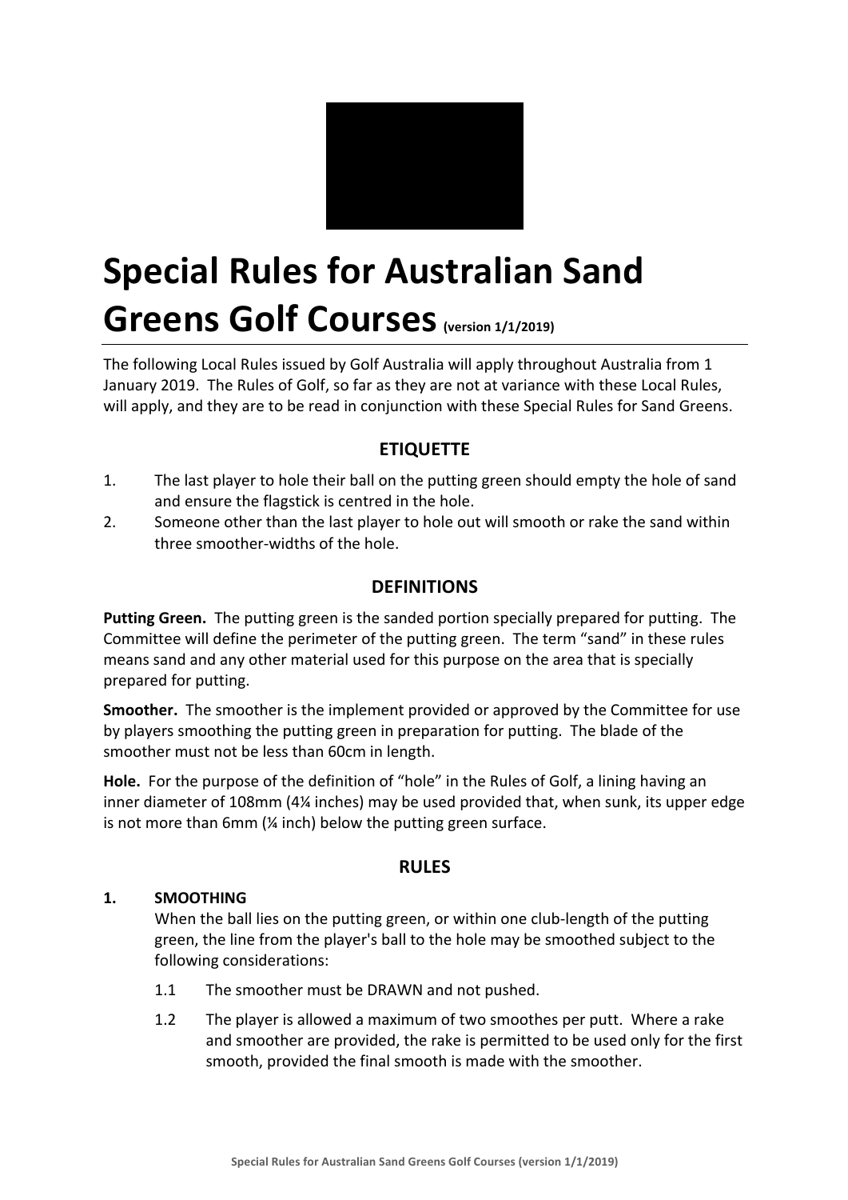# Special Rules for Australian Sand Greens Golf Courses (version 1/1/2019)

The following Local Rules issued by Golf Australia will apply throughout Australia from 1 January 2019. The Rules of Golf, so far as they are not at variance with these Local Rules, will apply, and they are to be read in conjunction with these Special Rules for Sand Greens.

## ETIQUETTE

1. The last player to hole their ball on the putting green should empty the hole of sand and ensure the flagstick is centred in the hole.
2. Someone other than the last player to hole out will smooth or rake the sand within three smoother-widths of the hole.

## DEFINITIONS

**Putting Green.** The putting green is the sanded portion specially prepared for putting. The Committee will define the perimeter of the putting green. The term "sand" in these rules means sand and any other material used for this purpose on the area that is specially prepared for putting.

**Smoother.** The smoother is the implement provided or approved by the Committee for use by players smoothing the putting green in preparation for putting. The blade of the smoother must not be less than 60cm in length.

**Hole.** For the purpose of the definition of "hole" in the Rules of Golf, a lining having an inner diameter of 108mm (4¼ inches) may be used provided that, when sunk, its upper edge is not more than 6mm (¼ inch) below the putting green surface.

## RULES

### 1. SMOOTHING

When the ball lies on the putting green, or within one club-length of the putting green, the line from the player's ball to the hole may be smoothed subject to the following considerations:

1.1 The smoother must be DRAWN and not pushed.

1.2 The player is allowed a maximum of two smoothes per putt. Where a rake and smoother are provided, the rake is permitted to be used only for the first smooth, provided the final smooth is made with the smoother.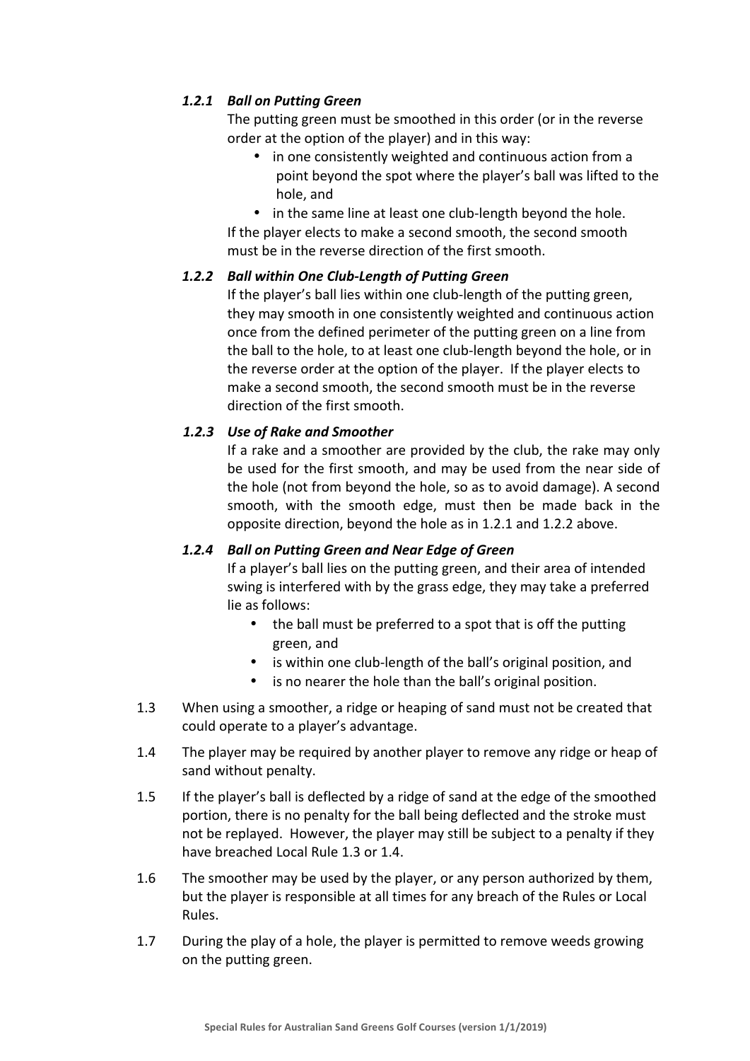#### *1.2.1 Ball on Putting Green*

The putting green must be smoothed in this order (or in the reverse order at the option of the player) and in this way:

- in one consistently weighted and continuous action from a point beyond the spot where the player's ball was lifted to the hole, and
- in the same line at least one club-length beyond the hole.

If the player elects to make a second smooth, the second smooth must be in the reverse direction of the first smooth.

#### *1.2.2 Ball within One Club-Length of Putting Green*

If the player's ball lies within one club-length of the putting green, they may smooth in one consistently weighted and continuous action once from the defined perimeter of the putting green on a line from the ball to the hole, to at least one club-length beyond the hole, or in the reverse order at the option of the player. If the player elects to make a second smooth, the second smooth must be in the reverse direction of the first smooth.

#### *1.2.3 Use of Rake and Smoother*

If a rake and a smoother are provided by the club, the rake may only be used for the first smooth, and may be used from the near side of the hole (not from beyond the hole, so as to avoid damage). A second smooth, with the smooth edge, must then be made back in the opposite direction, beyond the hole as in 1.2.1 and 1.2.2 above.

#### *1.2.4 Ball on Putting Green and Near Edge of Green*

If a player's ball lies on the putting green, and their area of intended swing is interfered with by the grass edge, they may take a preferred lie as follows:

- the ball must be preferred to a spot that is off the putting green, and
- is within one club-length of the ball's original position, and
- is no nearer the hole than the ball's original position.

1.3 When using a smoother, a ridge or heaping of sand must not be created that could operate to a player's advantage.

1.4 The player may be required by another player to remove any ridge or heap of sand without penalty.

1.5 If the player's ball is deflected by a ridge of sand at the edge of the smoothed portion, there is no penalty for the ball being deflected and the stroke must not be replayed. However, the player may still be subject to a penalty if they have breached Local Rule 1.3 or 1.4.

1.6 The smoother may be used by the player, or any person authorized by them, but the player is responsible at all times for any breach of the Rules or Local Rules.

1.7 During the play of a hole, the player is permitted to remove weeds growing on the putting green.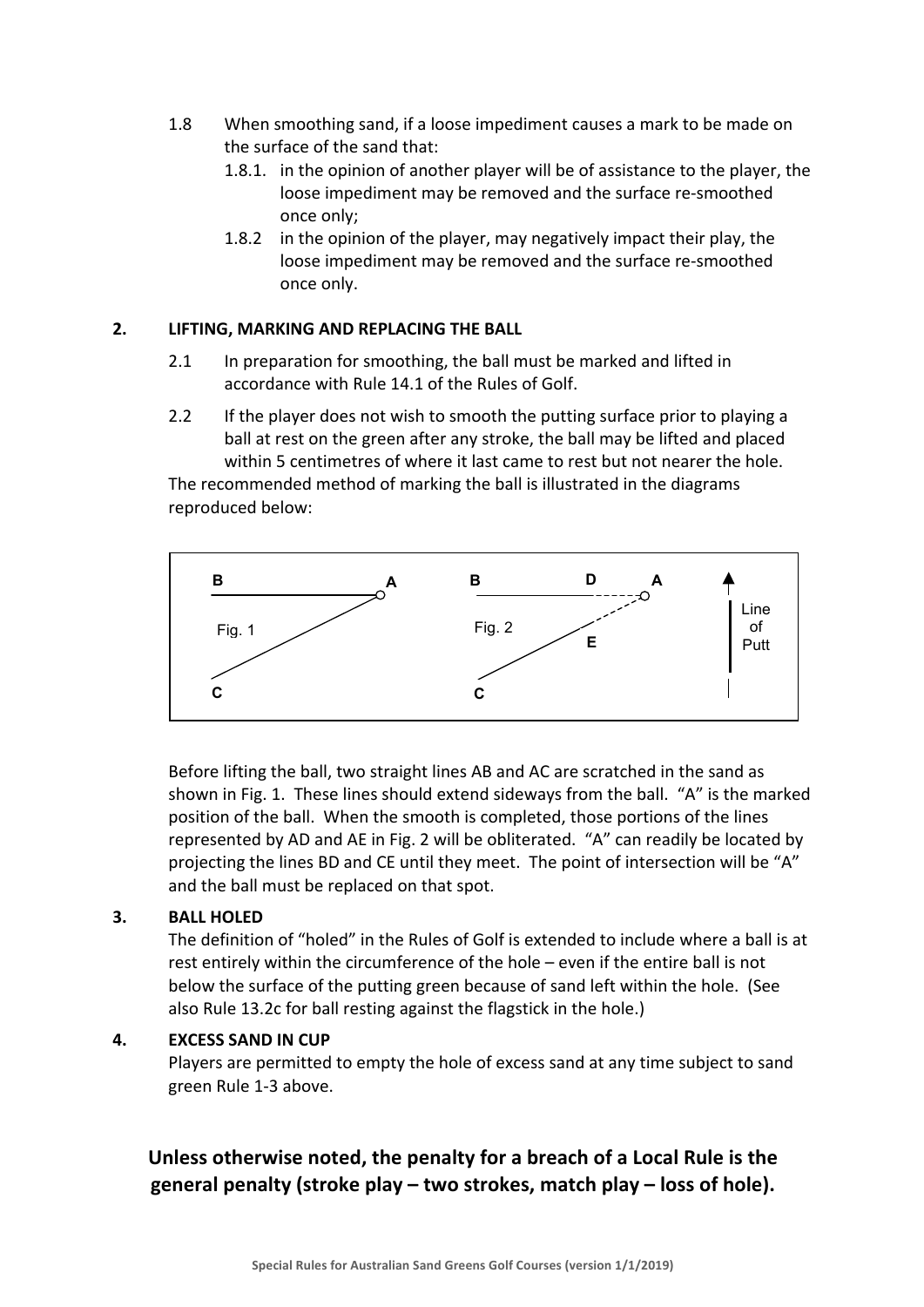1.8 When smoothing sand, if a loose impediment causes a mark to be made on the surface of the sand that:

   1.8.1. in the opinion of another player will be of assistance to the player, the loose impediment may be removed and the surface re-smoothed once only;

   1.8.2 in the opinion of the player, may negatively impact their play, the loose impediment may be removed and the surface re-smoothed once only.

## 2. LIFTING, MARKING AND REPLACING THE BALL

2.1 In preparation for smoothing, the ball must be marked and lifted in accordance with Rule 14.1 of the Rules of Golf.

2.2 If the player does not wish to smooth the putting surface prior to playing a ball at rest on the green after any stroke, the ball may be lifted and placed within 5 centimetres of where it last came to rest but not nearer the hole.

The recommended method of marking the ball is illustrated in the diagrams reproduced below:

B A
Fig. 1
C

B D A
Fig. 2
E
C

Line of Putt

Before lifting the ball, two straight lines AB and AC are scratched in the sand as shown in Fig. 1. These lines should extend sideways from the ball. "A" is the marked position of the ball. When the smooth is completed, those portions of the lines represented by AD and AE in Fig. 2 will be obliterated. "A" can readily be located by projecting the lines BD and CE until they meet. The point of intersection will be "A" and the ball must be replaced on that spot.

## 3. BALL HOLED

The definition of "holed" in the Rules of Golf is extended to include where a ball is at rest entirely within the circumference of the hole – even if the entire ball is not below the surface of the putting green because of sand left within the hole. (See also Rule 13.2c for ball resting against the flagstick in the hole.)

## 4. EXCESS SAND IN CUP

Players are permitted to empty the hole of excess sand at any time subject to sand green Rule 1-3 above.

**Unless otherwise noted, the penalty for a breach of a Local Rule is the general penalty (stroke play – two strokes, match play – loss of hole).**